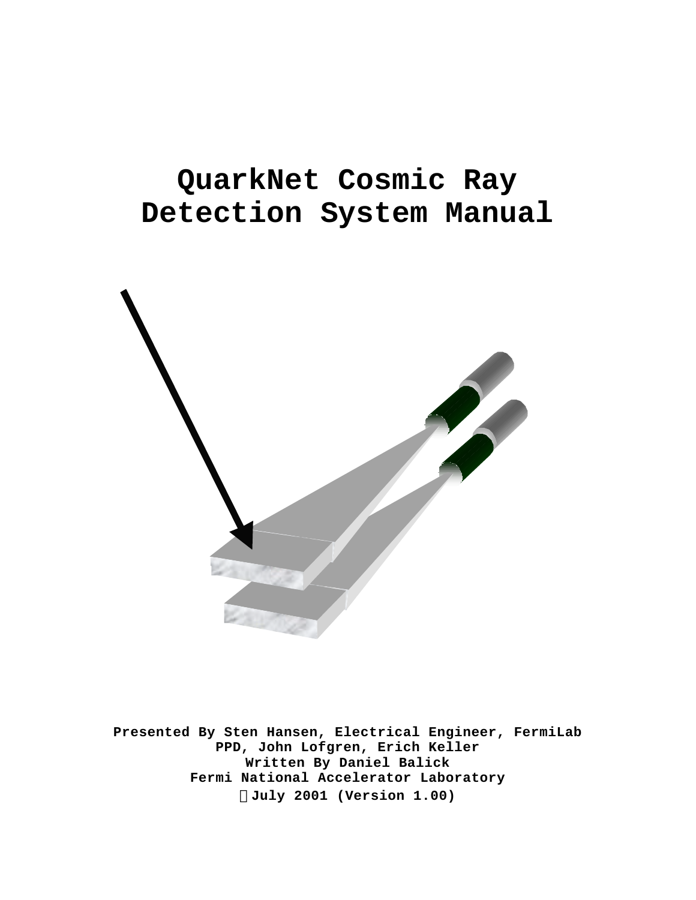# QuarkNet Cosmic Ray Detection System Manual

**Presented By Sten Hansen, Electrical Engineer, FermiLab**
**PPD, John Lofgren, Erich Keller**
**Written By Daniel Balick**
**Fermi National Accelerator Laboratory**
**© July 2001 (Version 1.00)**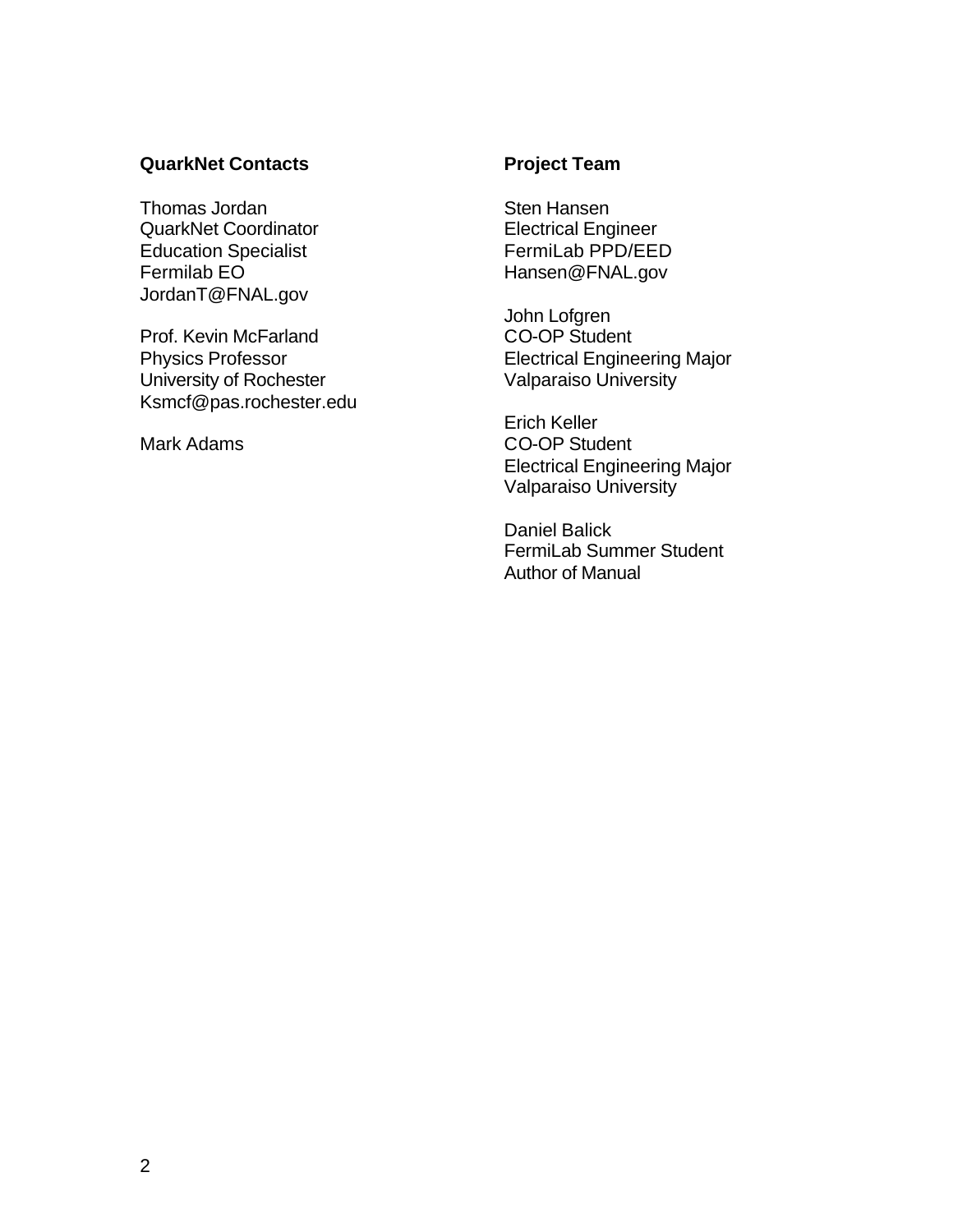**QuarkNet Contacts**

Thomas Jordan
QuarkNet Coordinator
Education Specialist
Fermilab EO
JordanT@FNAL.gov

Prof. Kevin McFarland
Physics Professor
University of Rochester
Ksmcf@pas.rochester.edu

Mark Adams

**Project Team**

Sten Hansen
Electrical Engineer
FermiLab PPD/EED
Hansen@FNAL.gov

John Lofgren
CO-OP Student
Electrical Engineering Major
Valparaiso University

Erich Keller
CO-OP Student
Electrical Engineering Major
Valparaiso University

Daniel Balick
FermiLab Summer Student
Author of Manual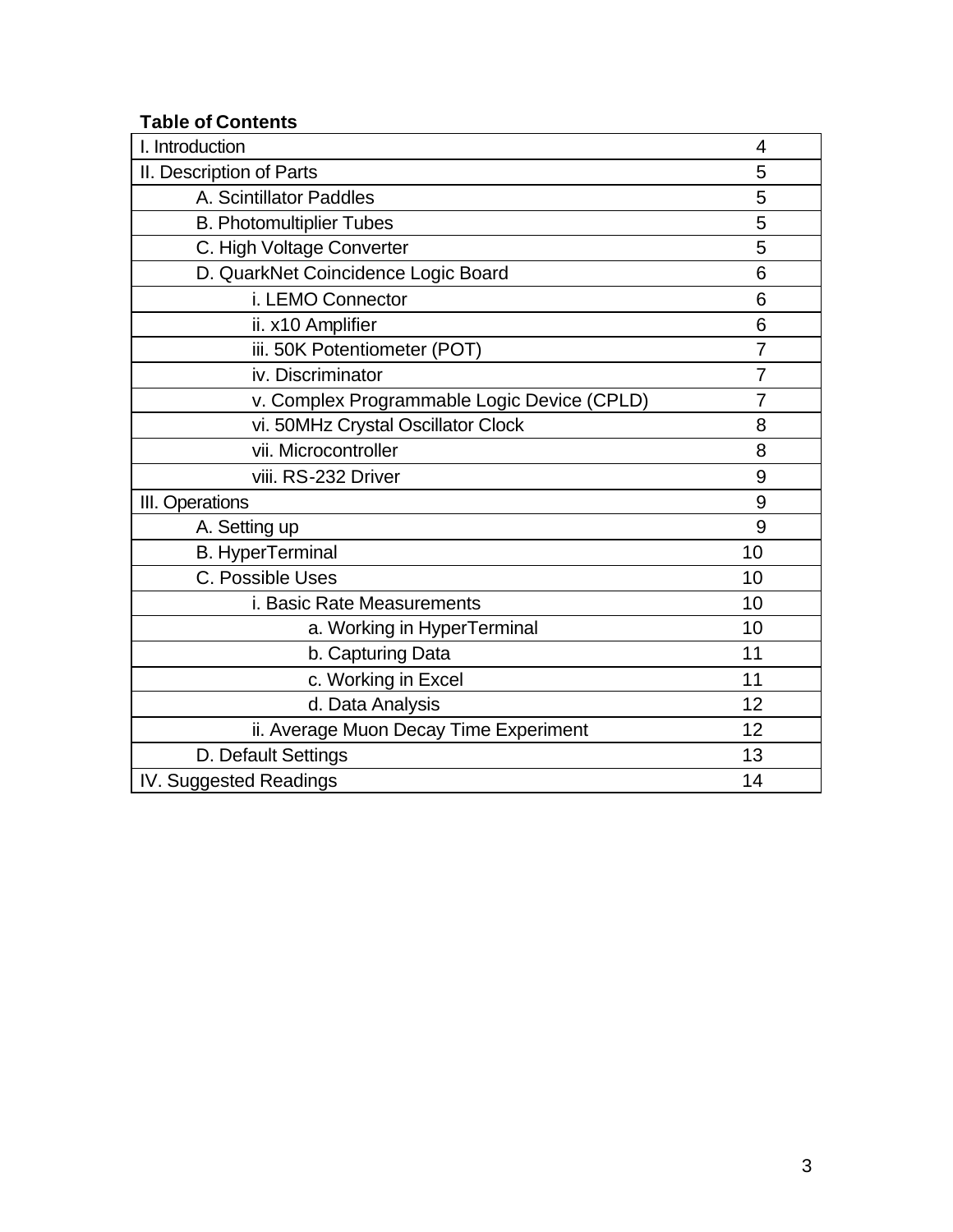**Table of Contents**

| | |
|---|---|
| I. Introduction | 4 |
| II. Description of Parts | 5 |
| A. Scintillator Paddles | 5 |
| B. Photomultiplier Tubes | 5 |
| C. High Voltage Converter | 5 |
| D. QuarkNet Coincidence Logic Board | 6 |
| i. LEMO Connector | 6 |
| ii. x10 Amplifier | 6 |
| iii. 50K Potentiometer (POT) | 7 |
| iv. Discriminator | 7 |
| v. Complex Programmable Logic Device (CPLD) | 7 |
| vi. 50MHz Crystal Oscillator Clock | 8 |
| vii. Microcontroller | 8 |
| viii. RS-232 Driver | 9 |
| III. Operations | 9 |
| A. Setting up | 9 |
| B. HyperTerminal | 10 |
| C. Possible Uses | 10 |
| i. Basic Rate Measurements | 10 |
| a. Working in HyperTerminal | 10 |
| b. Capturing Data | 11 |
| c. Working in Excel | 11 |
| d. Data Analysis | 12 |
| ii. Average Muon Decay Time Experiment | 12 |
| D. Default Settings | 13 |
| IV. Suggested Readings | 14 |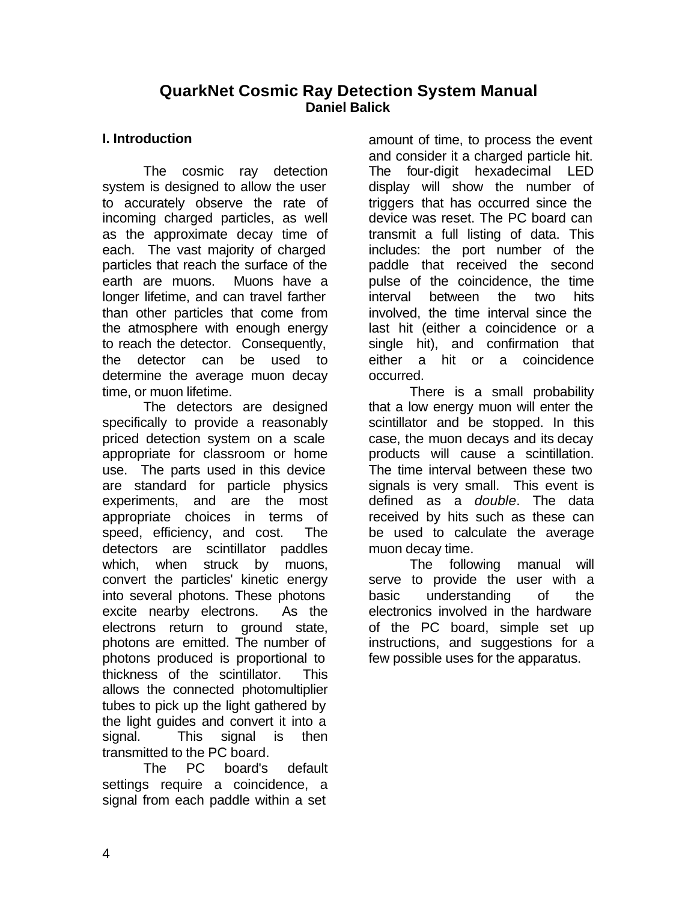# QuarkNet Cosmic Ray Detection System Manual

**Daniel Balick**

## I. Introduction

The cosmic ray detection system is designed to allow the user to accurately observe the rate of incoming charged particles, as well as the approximate decay time of each. The vast majority of charged particles that reach the surface of the earth are muons. Muons have a longer lifetime, and can travel farther than other particles that come from the atmosphere with enough energy to reach the detector. Consequently, the detector can be used to determine the average muon decay time, or muon lifetime.

The detectors are designed specifically to provide a reasonably priced detection system on a scale appropriate for classroom or home use. The parts used in this device are standard for particle physics experiments, and are the most appropriate choices in terms of speed, efficiency, and cost. The detectors are scintillator paddles which, when struck by muons, convert the particles' kinetic energy into several photons. These photons excite nearby electrons. As the electrons return to ground state, photons are emitted. The number of photons produced is proportional to thickness of the scintillator. This allows the connected photomultiplier tubes to pick up the light gathered by the light guides and convert it into a signal. This signal is then transmitted to the PC board.

The PC board's default settings require a coincidence, a signal from each paddle within a set amount of time, to process the event and consider it a charged particle hit. The four-digit hexadecimal LED display will show the number of triggers that has occurred since the device was reset. The PC board can transmit a full listing of data. This includes: the port number of the paddle that received the second pulse of the coincidence, the time interval between the two hits involved, the time interval since the last hit (either a coincidence or a single hit), and confirmation that either a hit or a coincidence occurred.

There is a small probability that a low energy muon will enter the scintillator and be stopped. In this case, the muon decays and its decay products will cause a scintillation. The time interval between these two signals is very small. This event is defined as a *double*. The data received by hits such as these can be used to calculate the average muon decay time.

The following manual will serve to provide the user with a basic understanding of the electronics involved in the hardware of the PC board, simple set up instructions, and suggestions for a few possible uses for the apparatus.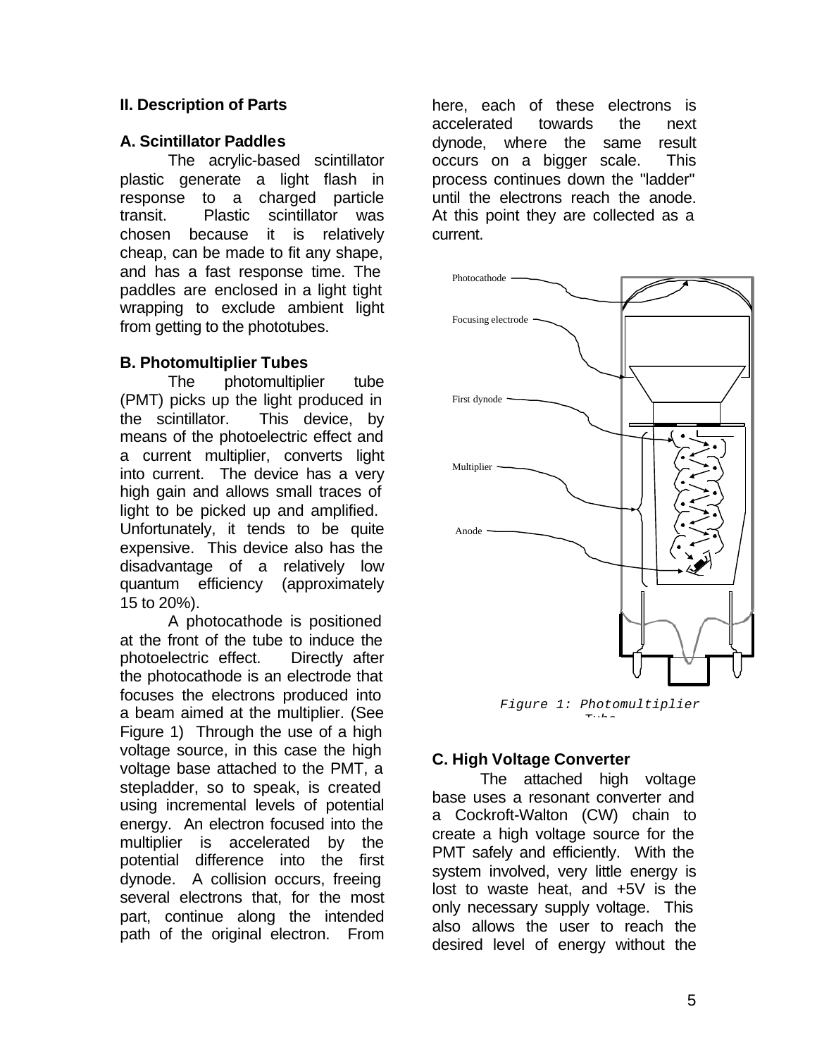## II. Description of Parts

### A. Scintillator Paddles

The acrylic-based scintillator plastic generate a light flash in response to a charged particle transit. Plastic scintillator was chosen because it is relatively cheap, can be made to fit any shape, and has a fast response time. The paddles are enclosed in a light tight wrapping to exclude ambient light from getting to the phototubes.

### B. Photomultiplier Tubes

The photomultiplier tube (PMT) picks up the light produced in the scintillator. This device, by means of the photoelectric effect and a current multiplier, converts light into current. The device has a very high gain and allows small traces of light to be picked up and amplified. Unfortunately, it tends to be quite expensive. This device also has the disadvantage of a relatively low quantum efficiency (approximately 15 to 20%).

A photocathode is positioned at the front of the tube to induce the photoelectric effect. Directly after the photocathode is an electrode that focuses the electrons produced into a beam aimed at the multiplier. (See Figure 1) Through the use of a high voltage source, in this case the high voltage base attached to the PMT, a stepladder, so to speak, is created using incremental levels of potential energy. An electron focused into the multiplier is accelerated by the potential difference into the first dynode. A collision occurs, freeing several electrons that, for the most part, continue along the intended path of the original electron. From here, each of these electrons is accelerated towards the next dynode, where the same result occurs on a bigger scale. This process continues down the "ladder" until the electrons reach the anode. At this point they are collected as a current.

Photocathode

Focusing electrode

First dynode

Multiplier

Anode

*Figure 1: Photomultiplier Tube*

### C. High Voltage Converter

The attached high voltage base uses a resonant converter and a Cockroft-Walton (CW) chain to create a high voltage source for the PMT safely and efficiently. With the system involved, very little energy is lost to waste heat, and +5V is the only necessary supply voltage. This also allows the user to reach the desired level of energy without the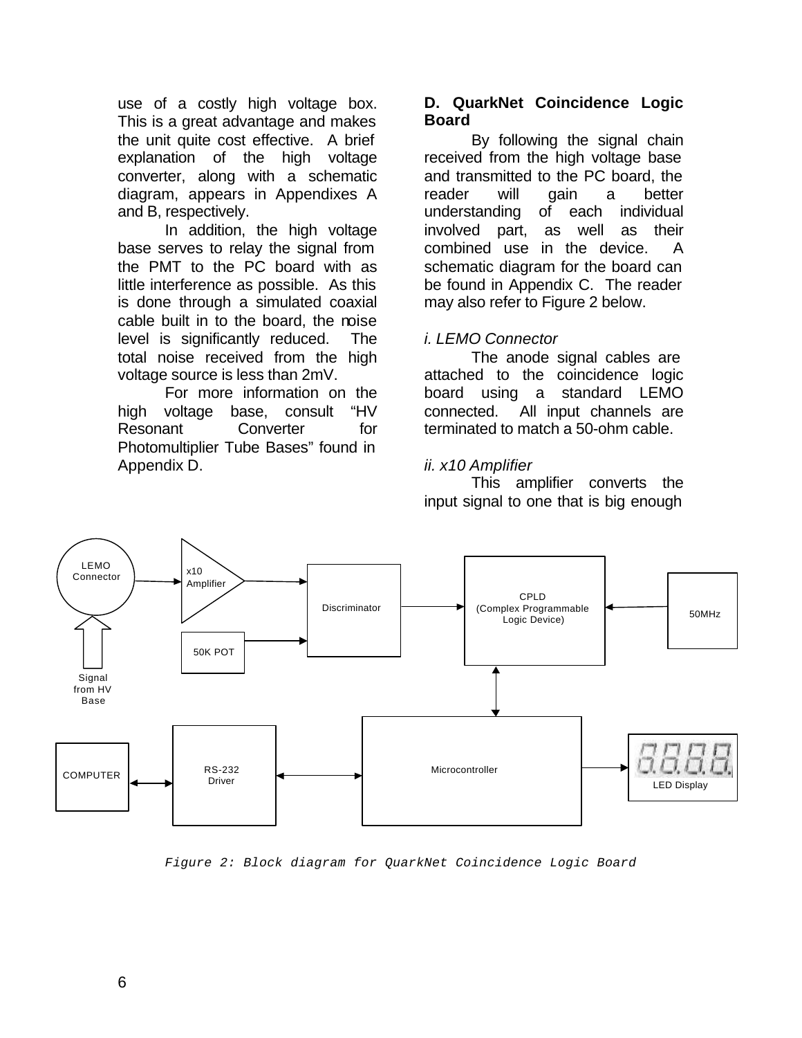use of a costly high voltage box. This is a great advantage and makes the unit quite cost effective. A brief explanation of the high voltage converter, along with a schematic diagram, appears in Appendixes A and B, respectively.

In addition, the high voltage base serves to relay the signal from the PMT to the PC board with as little interference as possible. As this is done through a simulated coaxial cable built in to the board, the noise level is significantly reduced. The total noise received from the high voltage source is less than 2mV.

For more information on the high voltage base, consult "HV Resonant Converter for Photomultiplier Tube Bases" found in Appendix D.

### D. QuarkNet Coincidence Logic Board

By following the signal chain received from the high voltage base and transmitted to the PC board, the reader will gain a better understanding of each individual involved part, as well as their combined use in the device. A schematic diagram for the board can be found in Appendix C. The reader may also refer to Figure 2 below.

*i. LEMO Connector*

The anode signal cables are attached to the coincidence logic board using a standard LEMO connected. All input channels are terminated to match a 50-ohm cable.

*ii. x10 Amplifier*

This amplifier converts the input signal to one that is big enough

LEMO Connector; x10 Amplifier; Discriminator; CPLD (Complex Programmable Logic Device); 50MHz; 50K POT; Signal from HV Base; COMPUTER; RS-232 Driver; Microcontroller; LED Display

*Figure 2: Block diagram for QuarkNet Coincidence Logic Board*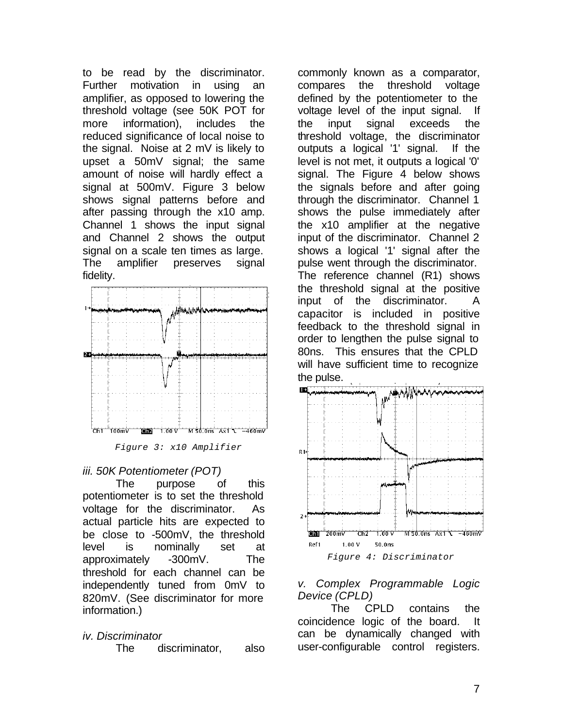to be read by the discriminator. Further motivation in using an amplifier, as opposed to lowering the threshold voltage (see 50K POT for more information), includes the reduced significance of local noise to the signal. Noise at 2 mV is likely to upset a 50mV signal; the same amount of noise will hardly effect a signal at 500mV. Figure 3 below shows signal patterns before and after passing through the x10 amp. Channel 1 shows the input signal and Channel 2 shows the output signal on a scale ten times as large. The amplifier preserves signal fidelity.

Figure 3: x10 Amplifier

*iii. 50K Potentiometer (POT)*

The purpose of this potentiometer is to set the threshold voltage for the discriminator. As actual particle hits are expected to be close to -500mV, the threshold level is nominally set at approximately -300mV. The threshold for each channel can be independently tuned from 0mV to 820mV. (See discriminator for more information.)

*iv. Discriminator*

The discriminator, also commonly known as a comparator, compares the threshold voltage defined by the potentiometer to the voltage level of the input signal. If the input signal exceeds the threshold voltage, the discriminator outputs a logical '1' signal. If the level is not met, it outputs a logical '0' signal. The Figure 4 below shows the signals before and after going through the discriminator. Channel 1 shows the pulse immediately after the x10 amplifier at the negative input of the discriminator. Channel 2 shows a logical '1' signal after the pulse went through the discriminator. The reference channel (R1) shows the threshold signal at the positive input of the discriminator. A capacitor is included in positive feedback to the threshold signal in order to lengthen the pulse signal to 80ns. This ensures that the CPLD will have sufficient time to recognize the pulse.

Figure 4: Discriminator

*v. Complex Programmable Logic Device (CPLD)*

The CPLD contains the coincidence logic of the board. It can be dynamically changed with user-configurable control registers.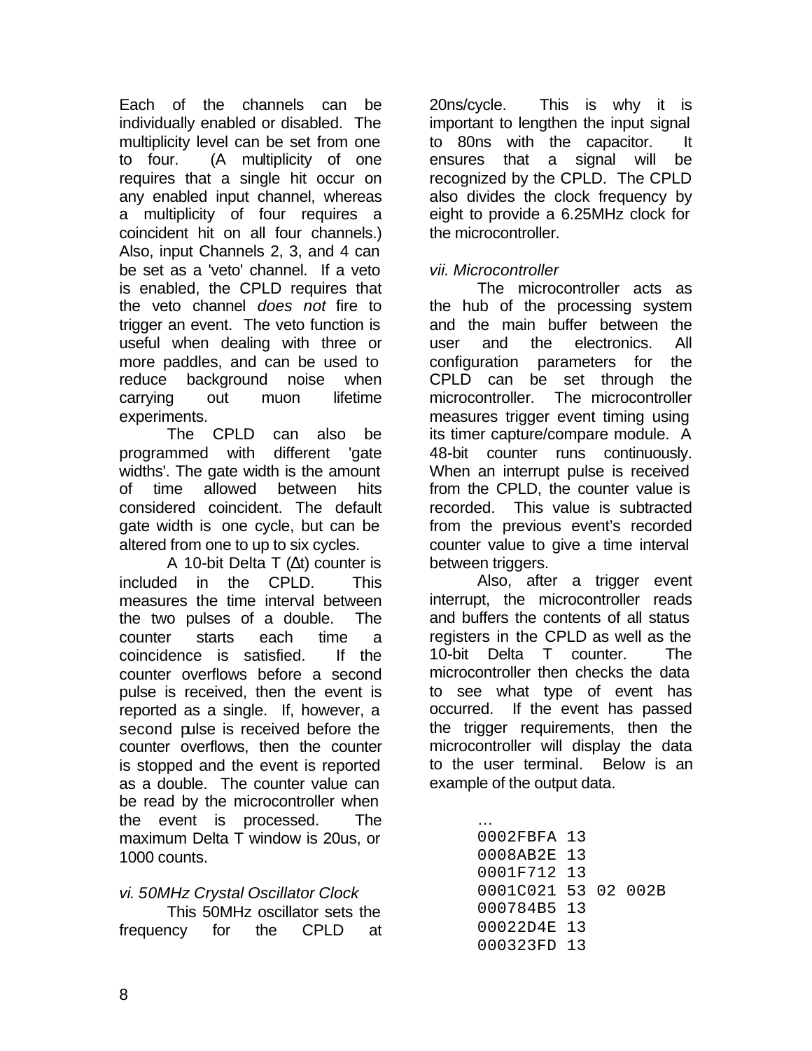Each of the channels can be individually enabled or disabled. The multiplicity level can be set from one to four. (A multiplicity of one requires that a single hit occur on any enabled input channel, whereas a multiplicity of four requires a coincident hit on all four channels.) Also, input Channels 2, 3, and 4 can be set as a 'veto' channel. If a veto is enabled, the CPLD requires that the veto channel *does not* fire to trigger an event. The veto function is useful when dealing with three or more paddles, and can be used to reduce background noise when carrying out muon lifetime experiments.

The CPLD can also be programmed with different 'gate widths'. The gate width is the amount of time allowed between hits considered coincident. The default gate width is one cycle, but can be altered from one to up to six cycles.

A 10-bit Delta T ($\Delta t$) counter is included in the CPLD. This measures the time interval between the two pulses of a double. The counter starts each time a coincidence is satisfied. If the counter overflows before a second pulse is received, then the event is reported as a single. If, however, a second pulse is received before the counter overflows, then the counter is stopped and the event is reported as a double. The counter value can be read by the microcontroller when the event is processed. The maximum Delta T window is 20us, or 1000 counts.

*vi. 50MHz Crystal Oscillator Clock*

This 50MHz oscillator sets the frequency for the CPLD at 20ns/cycle. This is why it is important to lengthen the input signal to 80ns with the capacitor. It ensures that a signal will be recognized by the CPLD. The CPLD also divides the clock frequency by eight to provide a 6.25MHz clock for the microcontroller.

*vii. Microcontroller*

The microcontroller acts as the hub of the processing system and the main buffer between the user and the electronics. All configuration parameters for the CPLD can be set through the microcontroller. The microcontroller measures trigger event timing using its timer capture/compare module. A 48-bit counter runs continuously. When an interrupt pulse is received from the CPLD, the counter value is recorded. This value is subtracted from the previous event's recorded counter value to give a time interval between triggers.

Also, after a trigger event interrupt, the microcontroller reads and buffers the contents of all status registers in the CPLD as well as the 10-bit Delta T counter. The microcontroller then checks the data to see what type of event has occurred. If the event has passed the trigger requirements, then the microcontroller will display the data to the user terminal. Below is an example of the output data.

```
…
0002FBFA 13
0008AB2E 13
0001F712 13
0001C021 53 02 002B
000784B5 13
00022D4E 13
000323FD 13
```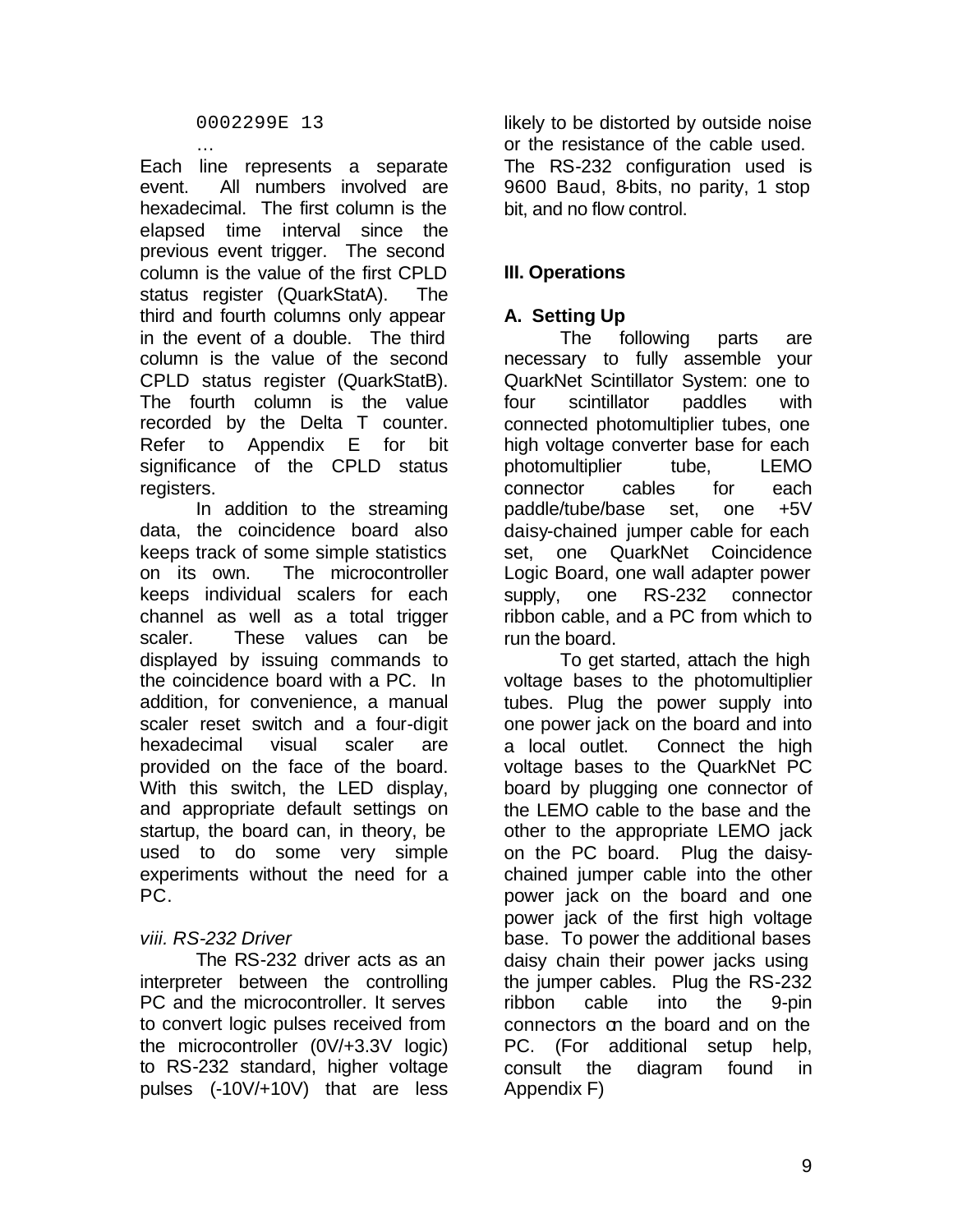```
0002299E 13
…
```

Each line represents a separate event. All numbers involved are hexadecimal. The first column is the elapsed time interval since the previous event trigger. The second column is the value of the first CPLD status register (QuarkStatA). The third and fourth columns only appear in the event of a double. The third column is the value of the second CPLD status register (QuarkStatB). The fourth column is the value recorded by the Delta T counter. Refer to Appendix E for bit significance of the CPLD status registers.

In addition to the streaming data, the coincidence board also keeps track of some simple statistics on its own. The microcontroller keeps individual scalers for each channel as well as a total trigger scaler. These values can be displayed by issuing commands to the coincidence board with a PC. In addition, for convenience, a manual scaler reset switch and a four-digit hexadecimal visual scaler are provided on the face of the board. With this switch, the LED display, and appropriate default settings on startup, the board can, in theory, be used to do some very simple experiments without the need for a PC.

*viii. RS-232 Driver*

The RS-232 driver acts as an interpreter between the controlling PC and the microcontroller. It serves to convert logic pulses received from the microcontroller (0V/+3.3V logic) to RS-232 standard, higher voltage pulses (-10V/+10V) that are less likely to be distorted by outside noise or the resistance of the cable used. The RS-232 configuration used is 9600 Baud, 8-bits, no parity, 1 stop bit, and no flow control.

## III. Operations

### A. Setting Up

The following parts are necessary to fully assemble your QuarkNet Scintillator System: one to four scintillator paddles with connected photomultiplier tubes, one high voltage converter base for each photomultiplier tube, LEMO connector cables for each paddle/tube/base set, one +5V daisy-chained jumper cable for each set, one QuarkNet Coincidence Logic Board, one wall adapter power supply, one RS-232 connector ribbon cable, and a PC from which to run the board.

To get started, attach the high voltage bases to the photomultiplier tubes. Plug the power supply into one power jack on the board and into a local outlet. Connect the high voltage bases to the QuarkNet PC board by plugging one connector of the LEMO cable to the base and the other to the appropriate LEMO jack on the PC board. Plug the daisy-chained jumper cable into the other power jack on the board and one power jack of the first high voltage base. To power the additional bases daisy chain their power jacks using the jumper cables. Plug the RS-232 ribbon cable into the 9-pin connectors on the board and on the PC. (For additional setup help, consult the diagram found in Appendix F)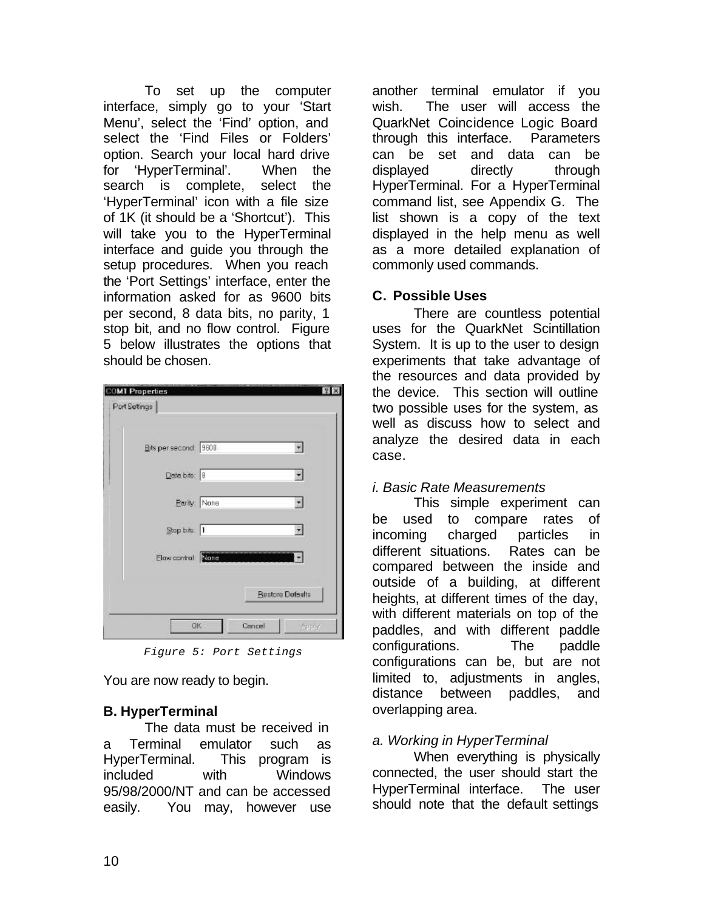To set up the computer interface, simply go to your 'Start Menu', select the 'Find' option, and select the 'Find Files or Folders' option. Search your local hard drive for 'HyperTerminal'. When the search is complete, select the 'HyperTerminal' icon with a file size of 1K (it should be a 'Shortcut'). This will take you to the HyperTerminal interface and guide you through the setup procedures. When you reach the 'Port Settings' interface, enter the information asked for as 9600 bits per second, 8 data bits, no parity, 1 stop bit, and no flow control. Figure 5 below illustrates the options that should be chosen.

Figure 5: Port Settings

You are now ready to begin.

### B. HyperTerminal

The data must be received in a Terminal emulator such as HyperTerminal. This program is included with Windows 95/98/2000/NT and can be accessed easily. You may, however use another terminal emulator if you wish. The user will access the QuarkNet Coincidence Logic Board through this interface. Parameters can be set and data can be displayed directly through HyperTerminal. For a HyperTerminal command list, see Appendix G. The list shown is a copy of the text displayed in the help menu as well as a more detailed explanation of commonly used commands.

### C. Possible Uses

There are countless potential uses for the QuarkNet Scintillation System. It is up to the user to design experiments that take advantage of the resources and data provided by the device. This section will outline two possible uses for the system, as well as discuss how to select and analyze the desired data in each case.

*i. Basic Rate Measurements*

This simple experiment can be used to compare rates of incoming charged particles in different situations. Rates can be compared between the inside and outside of a building, at different heights, at different times of the day, with different materials on top of the paddles, and with different paddle configurations. The paddle configurations can be, but are not limited to, adjustments in angles, distance between paddles, and overlapping area.

*a. Working in HyperTerminal*

When everything is physically connected, the user should start the HyperTerminal interface. The user should note that the default settings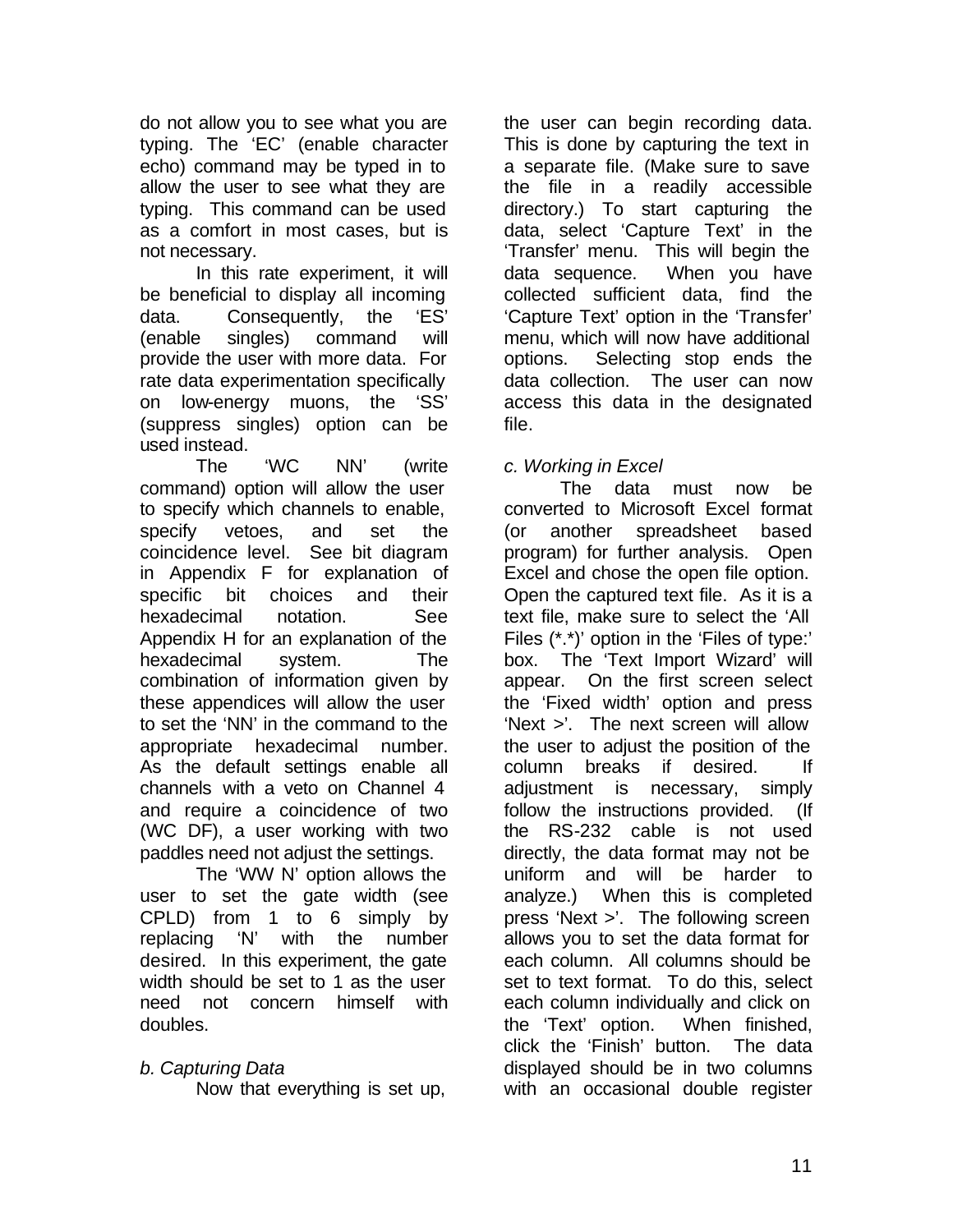do not allow you to see what you are typing. The 'EC' (enable character echo) command may be typed in to allow the user to see what they are typing. This command can be used as a comfort in most cases, but is not necessary.

In this rate experiment, it will be beneficial to display all incoming data. Consequently, the 'ES' (enable singles) command will provide the user with more data. For rate data experimentation specifically on low-energy muons, the 'SS' (suppress singles) option can be used instead.

The 'WC NN' (write command) option will allow the user to specify which channels to enable, specify vetoes, and set the coincidence level. See bit diagram in Appendix F for explanation of specific bit choices and their hexadecimal notation. See Appendix H for an explanation of the hexadecimal system. The combination of information given by these appendices will allow the user to set the 'NN' in the command to the appropriate hexadecimal number. As the default settings enable all channels with a veto on Channel 4 and require a coincidence of two (WC DF), a user working with two paddles need not adjust the settings.

The 'WW N' option allows the user to set the gate width (see CPLD) from 1 to 6 simply by replacing 'N' with the number desired. In this experiment, the gate width should be set to 1 as the user need not concern himself with doubles.

*b. Capturing Data*

Now that everything is set up, the user can begin recording data. This is done by capturing the text in a separate file. (Make sure to save the file in a readily accessible directory.) To start capturing the data, select 'Capture Text' in the 'Transfer' menu. This will begin the data sequence. When you have collected sufficient data, find the 'Capture Text' option in the 'Transfer' menu, which will now have additional options. Selecting stop ends the data collection. The user can now access this data in the designated file.

*c. Working in Excel*

The data must now be converted to Microsoft Excel format (or another spreadsheet based program) for further analysis. Open Excel and chose the open file option. Open the captured text file. As it is a text file, make sure to select the 'All Files (*.*)' option in the 'Files of type:' box. The 'Text Import Wizard' will appear. On the first screen select the 'Fixed width' option and press 'Next >'. The next screen will allow the user to adjust the position of the column breaks if desired. If adjustment is necessary, simply follow the instructions provided. (If the RS-232 cable is not used directly, the data format may not be uniform and will be harder to analyze.) When this is completed press 'Next >'. The following screen allows you to set the data format for each column. All columns should be set to text format. To do this, select each column individually and click on the 'Text' option. When finished, click the 'Finish' button. The data displayed should be in two columns with an occasional double register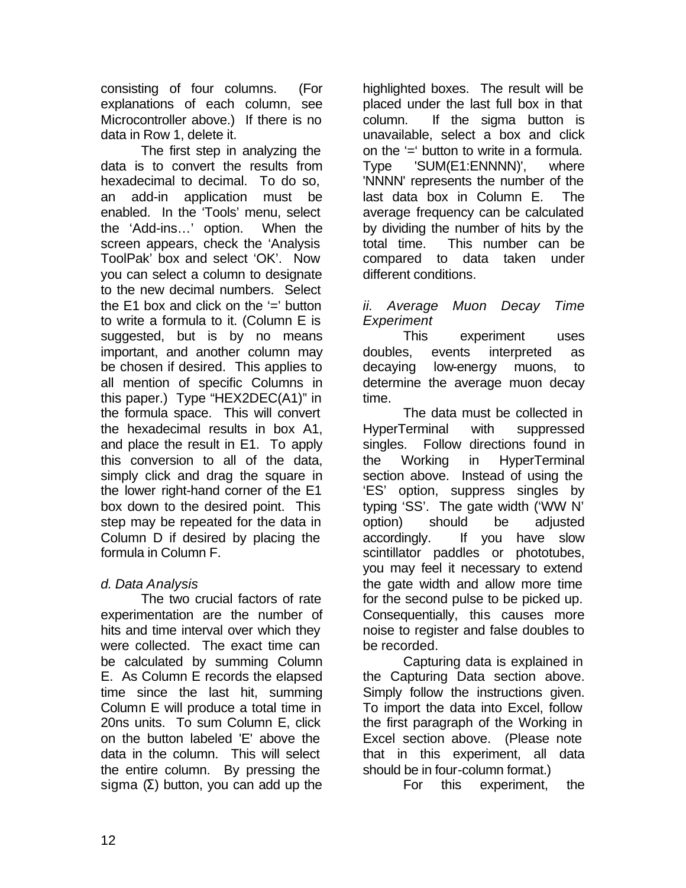consisting of four columns. (For explanations of each column, see Microcontroller above.) If there is no data in Row 1, delete it.

The first step in analyzing the data is to convert the results from hexadecimal to decimal. To do so, an add-in application must be enabled. In the 'Tools' menu, select the 'Add-ins…' option. When the screen appears, check the 'Analysis ToolPak' box and select 'OK'. Now you can select a column to designate to the new decimal numbers. Select the E1 box and click on the '=' button to write a formula to it. (Column E is suggested, but is by no means important, and another column may be chosen if desired. This applies to all mention of specific Columns in this paper.) Type "HEX2DEC(A1)" in the formula space. This will convert the hexadecimal results in box A1, and place the result in E1. To apply this conversion to all of the data, simply click and drag the square in the lower right-hand corner of the E1 box down to the desired point. This step may be repeated for the data in Column D if desired by placing the formula in Column F.

*d. Data Analysis*

The two crucial factors of rate experimentation are the number of hits and time interval over which they were collected. The exact time can be calculated by summing Column E. As Column E records the elapsed time since the last hit, summing Column E will produce a total time in 20ns units. To sum Column E, click on the button labeled 'E' above the data in the column. This will select the entire column. By pressing the sigma (Σ) button, you can add up the highlighted boxes. The result will be placed under the last full box in that column. If the sigma button is unavailable, select a box and click on the '=' button to write in a formula. Type 'SUM(E1:ENNNN)', where 'NNNN' represents the number of the last data box in Column E. The average frequency can be calculated by dividing the number of hits by the total time. This number can be compared to data taken under different conditions.

*ii. Average Muon Decay Time Experiment*

This experiment uses doubles, events interpreted as decaying low-energy muons, to determine the average muon decay time.

The data must be collected in HyperTerminal with suppressed singles. Follow directions found in the Working in HyperTerminal section above. Instead of using the 'ES' option, suppress singles by typing 'SS'. The gate width ('WW N' option) should be adjusted accordingly. If you have slow scintillator paddles or phototubes, you may feel it necessary to extend the gate width and allow more time for the second pulse to be picked up. Consequentially, this causes more noise to register and false doubles to be recorded.

Capturing data is explained in the Capturing Data section above. Simply follow the instructions given. To import the data into Excel, follow the first paragraph of the Working in Excel section above. (Please note that in this experiment, all data should be in four-column format.)

For this experiment, the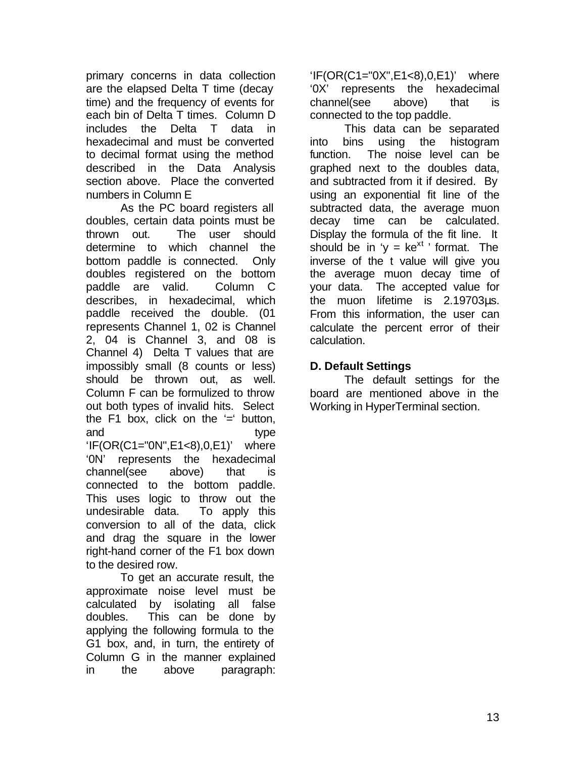primary concerns in data collection are the elapsed Delta T time (decay time) and the frequency of events for each bin of Delta T times. Column D includes the Delta T data in hexadecimal and must be converted to decimal format using the method described in the Data Analysis section above. Place the converted numbers in Column E

As the PC board registers all doubles, certain data points must be thrown out. The user should determine to which channel the bottom paddle is connected. Only doubles registered on the bottom paddle are valid. Column C describes, in hexadecimal, which paddle received the double. (01 represents Channel 1, 02 is Channel 2, 04 is Channel 3, and 08 is Channel 4) Delta T values that are impossibly small (8 counts or less) should be thrown out, as well. Column F can be formulized to throw out both types of invalid hits. Select the F1 box, click on the '=' button, and type 'IF(OR(C1="0N",E1<8),0,E1)' where '0N' represents the hexadecimal channel(see above) that is connected to the bottom paddle. This uses logic to throw out the undesirable data. To apply this conversion to all of the data, click and drag the square in the lower right-hand corner of the F1 box down to the desired row.

To get an accurate result, the approximate noise level must be calculated by isolating all false doubles. This can be done by applying the following formula to the G1 box, and, in turn, the entirety of Column G in the manner explained in the above paragraph: 'IF(OR(C1="0X",E1<8),0,E1)' where '0X' represents the hexadecimal channel(see above) that is connected to the top paddle.

This data can be separated into bins using the histogram function. The noise level can be graphed next to the doubles data, and subtracted from it if desired. By using an exponential fit line of the subtracted data, the average muon decay time can be calculated. Display the formula of the fit line. It should be in '$y = ke^{xt}$' format. The inverse of the t value will give you the average muon decay time of your data. The accepted value for the muon lifetime is 2.19703μs. From this information, the user can calculate the percent error of their calculation.

### D. Default Settings

The default settings for the board are mentioned above in the Working in HyperTerminal section.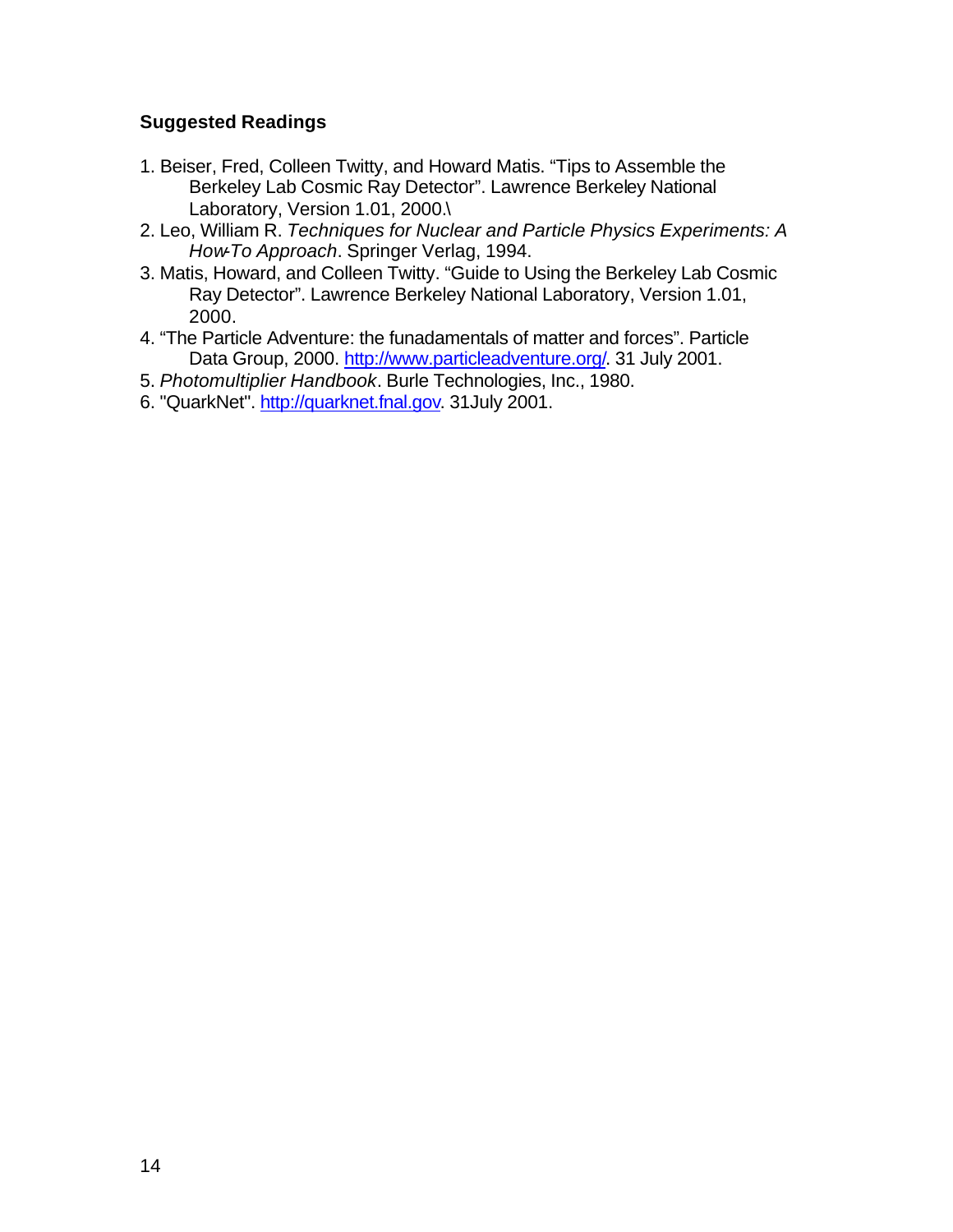### Suggested Readings

1. Beiser, Fred, Colleen Twitty, and Howard Matis. “Tips to Assemble the Berkeley Lab Cosmic Ray Detector”. Lawrence Berkeley National Laboratory, Version 1.01, 2000.\
2. Leo, William R. *Techniques for Nuclear and Particle Physics Experiments: A How-To Approach*. Springer Verlag, 1994.
3. Matis, Howard, and Colleen Twitty. “Guide to Using the Berkeley Lab Cosmic Ray Detector”. Lawrence Berkeley National Laboratory, Version 1.01, 2000.
4. “The Particle Adventure: the funadamentals of matter and forces”. Particle Data Group, 2000. [http://www.particleadventure.org/](http://www.particleadventure.org/). 31 July 2001.
5. *Photomultiplier Handbook*. Burle Technologies, Inc., 1980.
6. "QuarkNet". [http://quarknet.fnal.gov](http://quarknet.fnal.gov). 31July 2001.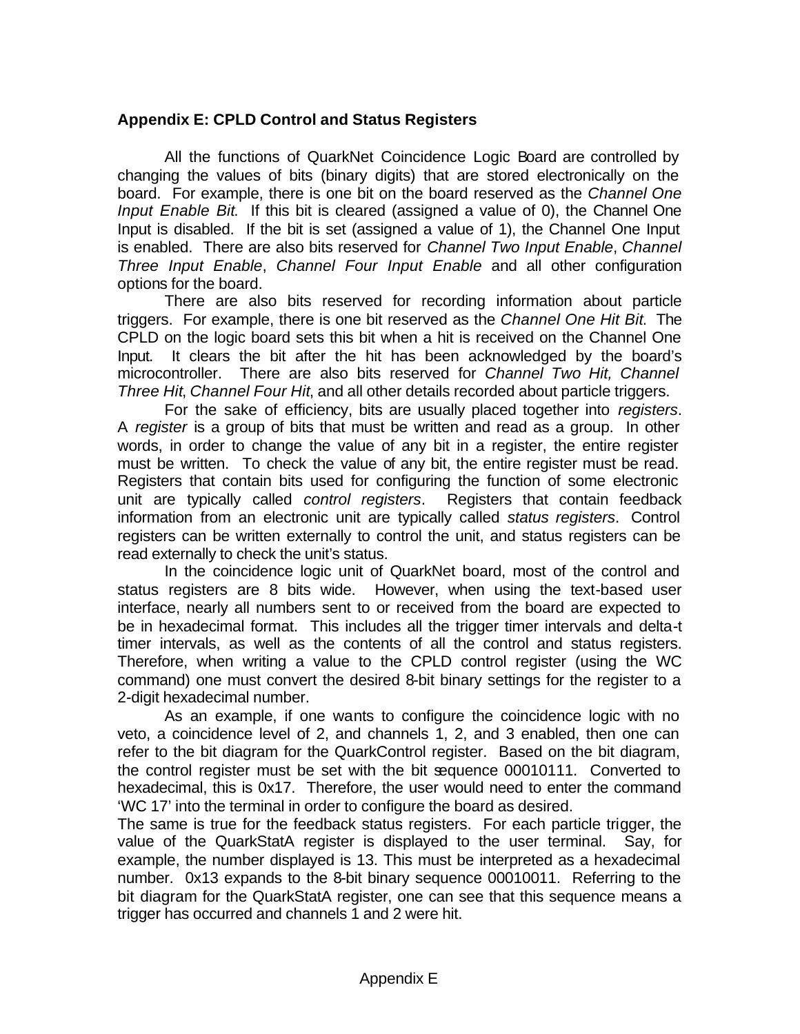## Appendix E: CPLD Control and Status Registers

All the functions of QuarkNet Coincidence Logic Board are controlled by changing the values of bits (binary digits) that are stored electronically on the board. For example, there is one bit on the board reserved as the *Channel One Input Enable Bit*. If this bit is cleared (assigned a value of 0), the Channel One Input is disabled. If the bit is set (assigned a value of 1), the Channel One Input is enabled. There are also bits reserved for *Channel Two Input Enable*, *Channel Three Input Enable*, *Channel Four Input Enable* and all other configuration options for the board.

There are also bits reserved for recording information about particle triggers. For example, there is one bit reserved as the *Channel One Hit Bit*. The CPLD on the logic board sets this bit when a hit is received on the Channel One Input. It clears the bit after the hit has been acknowledged by the board's microcontroller. There are also bits reserved for *Channel Two Hit, Channel Three Hit*, *Channel Four Hit*, and all other details recorded about particle triggers.

For the sake of efficiency, bits are usually placed together into *registers*. A *register* is a group of bits that must be written and read as a group. In other words, in order to change the value of any bit in a register, the entire register must be written. To check the value of any bit, the entire register must be read. Registers that contain bits used for configuring the function of some electronic unit are typically called *control registers*. Registers that contain feedback information from an electronic unit are typically called *status registers*. Control registers can be written externally to control the unit, and status registers can be read externally to check the unit's status.

In the coincidence logic unit of QuarkNet board, most of the control and status registers are 8 bits wide. However, when using the text-based user interface, nearly all numbers sent to or received from the board are expected to be in hexadecimal format. This includes all the trigger timer intervals and delta-t timer intervals, as well as the contents of all the control and status registers. Therefore, when writing a value to the CPLD control register (using the WC command) one must convert the desired 8-bit binary settings for the register to a 2-digit hexadecimal number.

As an example, if one wants to configure the coincidence logic with no veto, a coincidence level of 2, and channels 1, 2, and 3 enabled, then one can refer to the bit diagram for the QuarkControl register. Based on the bit diagram, the control register must be set with the bit sequence 00010111. Converted to hexadecimal, this is 0x17. Therefore, the user would need to enter the command 'WC 17' into the terminal in order to configure the board as desired.

The same is true for the feedback status registers. For each particle trigger, the value of the QuarkStatA register is displayed to the user terminal. Say, for example, the number displayed is 13. This must be interpreted as a hexadecimal number. 0x13 expands to the 8-bit binary sequence 00010011. Referring to the bit diagram for the QuarkStatA register, one can see that this sequence means a trigger has occurred and channels 1 and 2 were hit.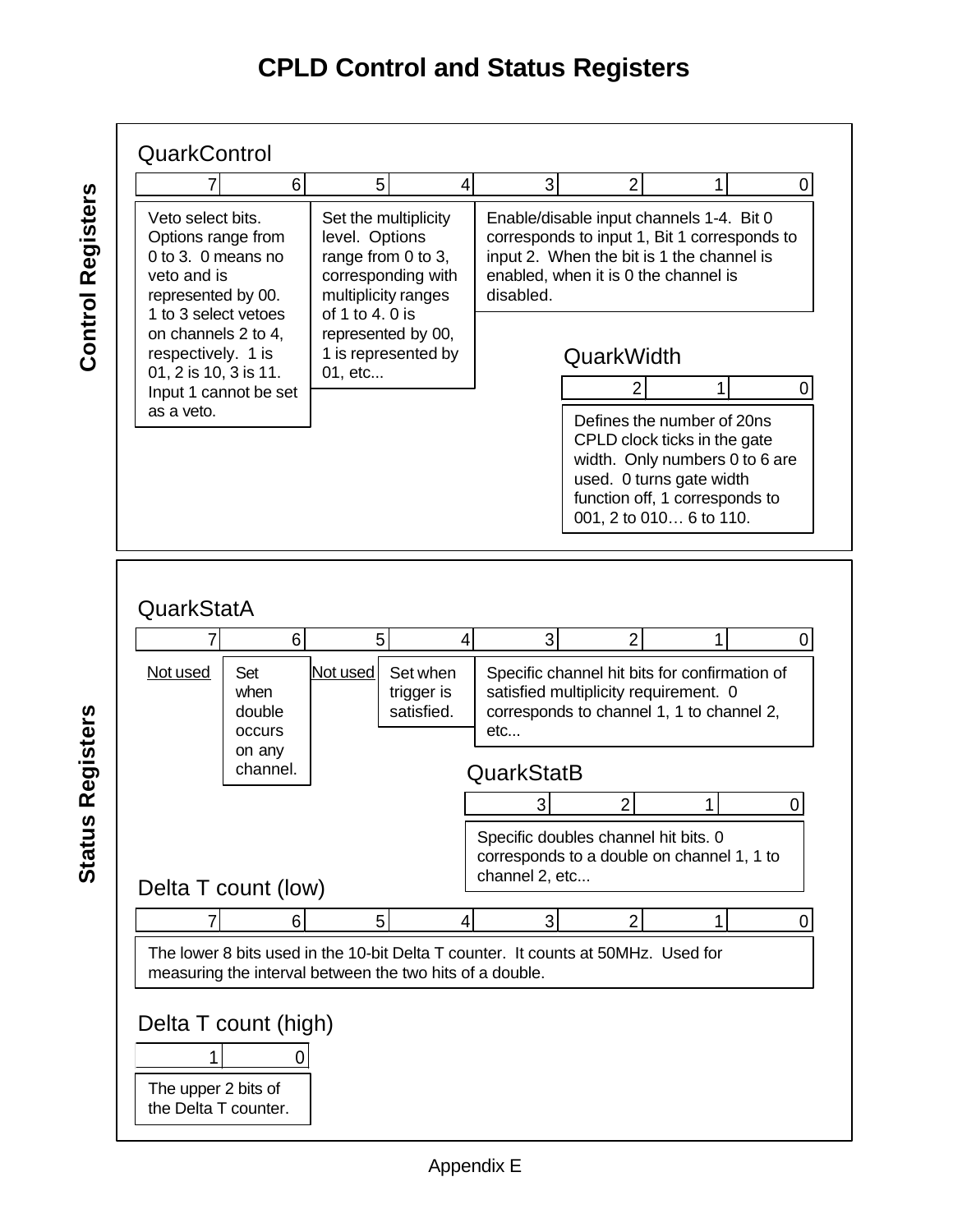# CPLD Control and Status Registers

## Control Registers

### QuarkControl

| 7 | 6 | 5 | 4 | 3 | 2 | 1 | 0 |
|---|---|---|---|---|---|---|---|
| Veto select bits. Options range from 0 to 3. 0 means no veto and is represented by 00. 1 to 3 select vetoes on channels 2 to 4, respectively. 1 is 01, 2 is 10, 3 is 11. Input 1 cannot be set as a veto. | | Set the multiplicity level. Options range from 0 to 3, corresponding with multiplicity ranges of 1 to 4. 0 is represented by 00, 1 is represented by 01, etc... | | Enable/disable input channels 1-4. Bit 0 corresponds to input 1, Bit 1 corresponds to input 2. When the bit is 1 the channel is enabled, when it is 0 the channel is disabled. | | | |

### QuarkWidth

| 2 | 1 | 0 |
|---|---|---|
| Defines the number of 20ns CPLD clock ticks in the gate width. Only numbers 0 to 6 are used. 0 turns gate width function off, 1 corresponds to 001, 2 to 010… 6 to 110. | | |

## Status Registers

### QuarkStatA

| 7 | 6 | 5 | 4 | 3 | 2 | 1 | 0 |
|---|---|---|---|---|---|---|---|
| Not used | Set when double occurs on any channel. | Not used | Set when trigger is satisfied. | Specific channel hit bits for confirmation of satisfied multiplicity requirement. 0 corresponds to channel 1, 1 to channel 2, etc... | | | |

### QuarkStatB

| 3 | 2 | 1 | 0 |
|---|---|---|---|
| Specific doubles channel hit bits. 0 corresponds to a double on channel 1, 1 to channel 2, etc... | | | |

### Delta T count (low)

| 7 | 6 | 5 | 4 | 3 | 2 | 1 | 0 |
|---|---|---|---|---|---|---|---|
| The lower 8 bits used in the 10-bit Delta T counter. It counts at 50MHz. Used for measuring the interval between the two hits of a double. | | | | | | | |

### Delta T count (high)

| 1 | 0 |
|---|---|
| The upper 2 bits of the Delta T counter. | |

Appendix E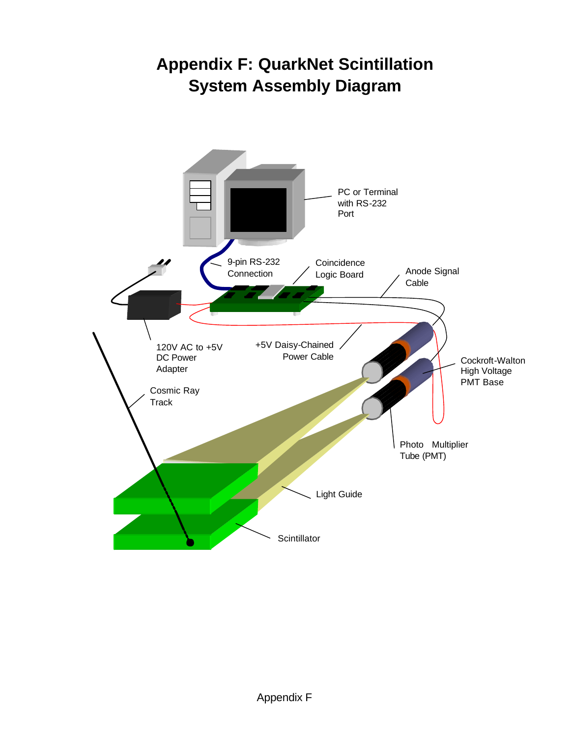# Appendix F: QuarkNet Scintillation System Assembly Diagram

PC or Terminal with RS-232 Port

9-pin RS-232 Connection

Coincidence Logic Board

Anode Signal Cable

120V AC to +5V DC Power Adapter

+5V Daisy-Chained Power Cable

Cockroft-Walton High Voltage PMT Base

Cosmic Ray Track

Photo Multiplier Tube (PMT)

Light Guide

Scintillator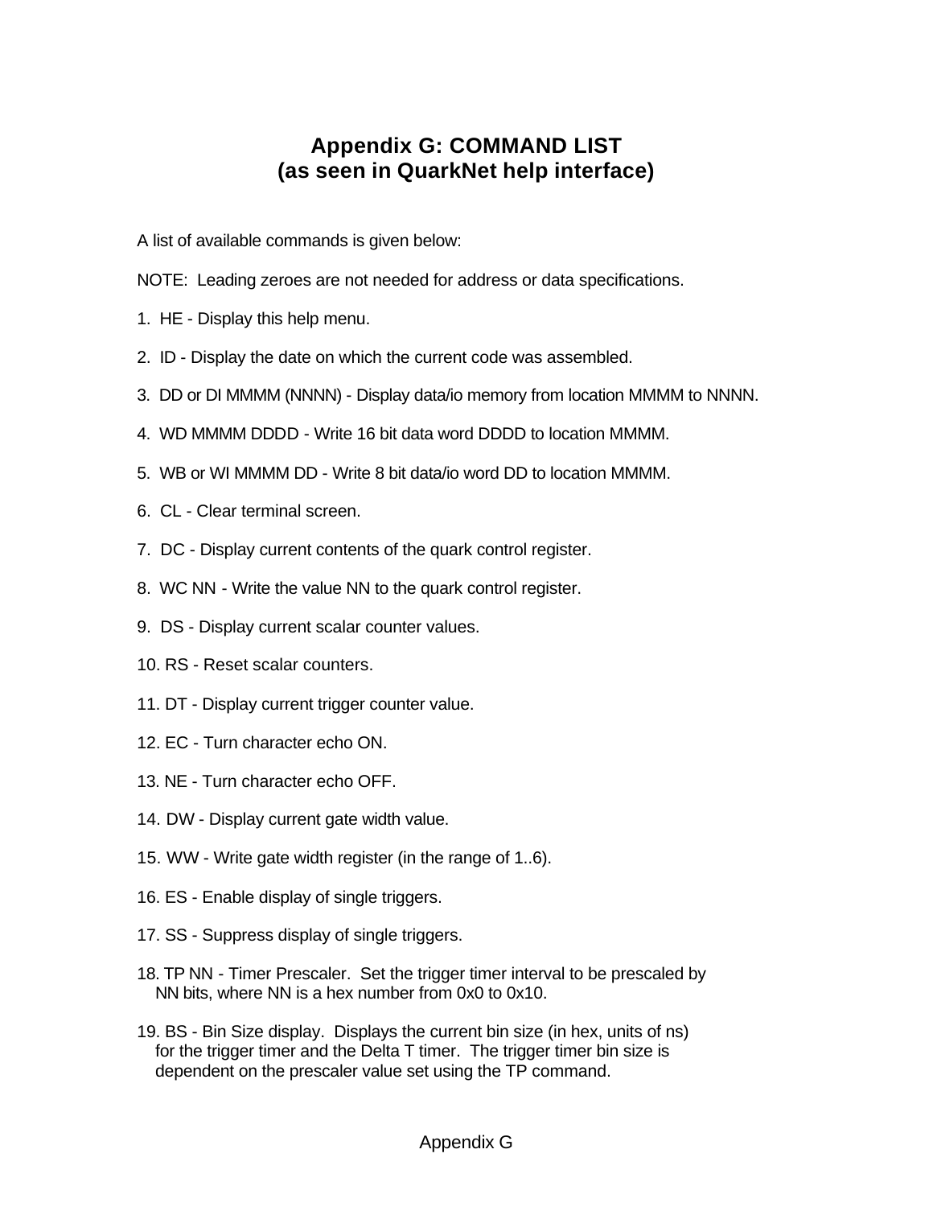# Appendix G: COMMAND LIST
# (as seen in QuarkNet help interface)

A list of available commands is given below:

NOTE: Leading zeroes are not needed for address or data specifications.

1. HE - Display this help menu.
2. ID - Display the date on which the current code was assembled.
3. DD or DI MMMM (NNNN) - Display data/io memory from location MMMM to NNNN.
4. WD MMMM DDDD - Write 16 bit data word DDDD to location MMMM.
5. WB or WI MMMM DD - Write 8 bit data/io word DD to location MMMM.
6. CL - Clear terminal screen.
7. DC - Display current contents of the quark control register.
8. WC NN - Write the value NN to the quark control register.
9. DS - Display current scalar counter values.
10. RS - Reset scalar counters.
11. DT - Display current trigger counter value.
12. EC - Turn character echo ON.
13. NE - Turn character echo OFF.
14. DW - Display current gate width value.
15. WW - Write gate width register (in the range of 1..6).
16. ES - Enable display of single triggers.
17. SS - Suppress display of single triggers.
18. TP NN - Timer Prescaler. Set the trigger timer interval to be prescaled by NN bits, where NN is a hex number from 0x0 to 0x10.
19. BS - Bin Size display. Displays the current bin size (in hex, units of ns) for the trigger timer and the Delta T timer. The trigger timer bin size is dependent on the prescaler value set using the TP command.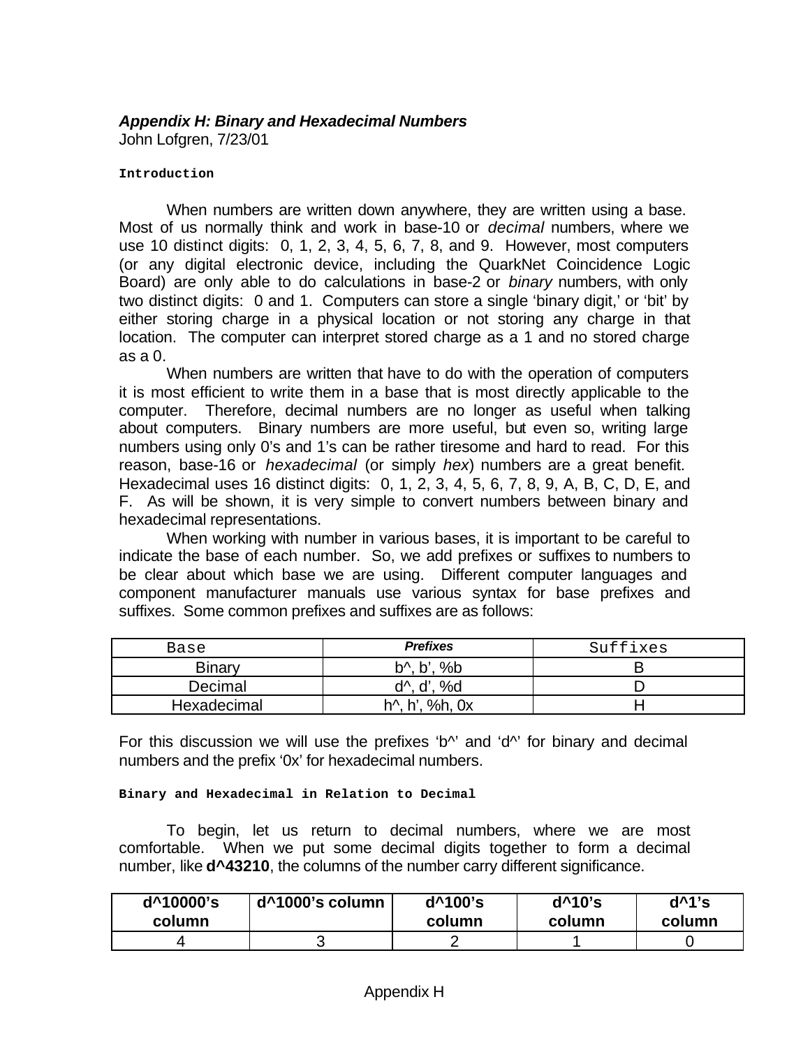### *Appendix H: Binary and Hexadecimal Numbers*

John Lofgren, 7/23/01

#### Introduction

When numbers are written down anywhere, they are written using a base. Most of us normally think and work in base-10 or *decimal* numbers, where we use 10 distinct digits: 0, 1, 2, 3, 4, 5, 6, 7, 8, and 9. However, most computers (or any digital electronic device, including the QuarkNet Coincidence Logic Board) are only able to do calculations in base-2 or *binary* numbers, with only two distinct digits: 0 and 1. Computers can store a single 'binary digit,' or 'bit' by either storing charge in a physical location or not storing any charge in that location. The computer can interpret stored charge as a 1 and no stored charge as a 0.

When numbers are written that have to do with the operation of computers it is most efficient to write them in a base that is most directly applicable to the computer. Therefore, decimal numbers are no longer as useful when talking about computers. Binary numbers are more useful, but even so, writing large numbers using only 0's and 1's can be rather tiresome and hard to read. For this reason, base-16 or *hexadecimal* (or simply *hex*) numbers are a great benefit. Hexadecimal uses 16 distinct digits: 0, 1, 2, 3, 4, 5, 6, 7, 8, 9, A, B, C, D, E, and F. As will be shown, it is very simple to convert numbers between binary and hexadecimal representations.

When working with number in various bases, it is important to be careful to indicate the base of each number. So, we add prefixes or suffixes to numbers to be clear about which base we are using. Different computer languages and component manufacturer manuals use various syntax for base prefixes and suffixes. Some common prefixes and suffixes are as follows:

| Base | ***Prefixes*** | Suffixes |
|---|---|---|
| Binary | b^, b', %b | B |
| Decimal | d^, d', %d | D |
| Hexadecimal | h^, h', %h, 0x | H |

For this discussion we will use the prefixes 'b^' and 'd^' for binary and decimal numbers and the prefix '0x' for hexadecimal numbers.

#### Binary and Hexadecimal in Relation to Decimal

To begin, let us return to decimal numbers, where we are most comfortable. When we put some decimal digits together to form a decimal number, like **d^43210**, the columns of the number carry different significance.

| **d^10000's column** | **d^1000's column** | **d^100's column** | **d^10's column** | **d^1's column** |
|---|---|---|---|---|
| 4 | 3 | 2 | 1 | 0 |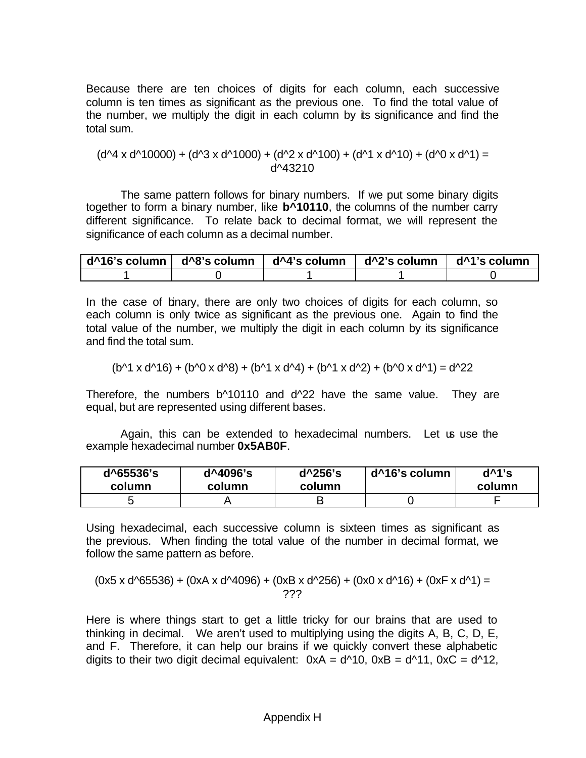Because there are ten choices of digits for each column, each successive column is ten times as significant as the previous one. To find the total value of the number, we multiply the digit in each column by its significance and find the total sum.

$$(d^4 \times d^{10000}) + (d^3 \times d^{1000}) + (d^2 \times d^{100}) + (d^1 \times d^{10}) + (d^0 \times d^1) = d^{43210}$$

The same pattern follows for binary numbers. If we put some binary digits together to form a binary number, like **b^10110**, the columns of the number carry different significance. To relate back to decimal format, we will represent the significance of each column as a decimal number.

| d^16's column | d^8's column | d^4's column | d^2's column | d^1's column |
|---|---|---|---|---|
| 1 | 0 | 1 | 1 | 0 |

In the case of binary, there are only two choices of digits for each column, so each column is only twice as significant as the previous one. Again to find the total value of the number, we multiply the digit in each column by its significance and find the total sum.

$$(b^1 \times d^{16}) + (b^0 \times d^8) + (b^1 \times d^4) + (b^1 \times d^2) + (b^0 \times d^1) = d^{22}$$

Therefore, the numbers b^10110 and d^22 have the same value. They are equal, but are represented using different bases.

Again, this can be extended to hexadecimal numbers. Let us use the example hexadecimal number **0x5AB0F**.

| d^65536's column | d^4096's column | d^256's column | d^16's column | d^1's column |
|---|---|---|---|---|
| 5 | A | B | 0 | F |

Using hexadecimal, each successive column is sixteen times as significant as the previous. When finding the total value of the number in decimal format, we follow the same pattern as before.

$$(0x5 \times d^{65536}) + (0xA \times d^{4096}) + (0xB \times d^{256}) + (0x0 \times d^{16}) + (0xF \times d^1) = ???$$

Here is where things start to get a little tricky for our brains that are used to thinking in decimal. We aren't used to multiplying using the digits A, B, C, D, E, and F. Therefore, it can help our brains if we quickly convert these alphabetic digits to their two digit decimal equivalent: 0xA = d^10, 0xB = d^11, 0xC = d^12,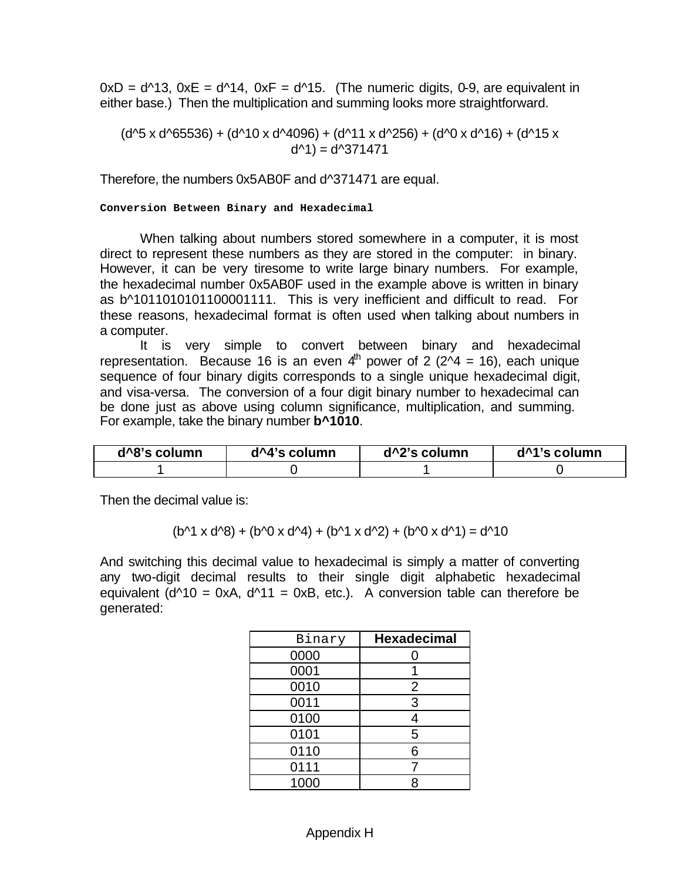0xD = d^13, 0xE = d^14, 0xF = d^15. (The numeric digits, 0-9, are equivalent in either base.) Then the multiplication and summing looks more straightforward.

(d^5 x d^65536) + (d^10 x d^4096) + (d^11 x d^256) + (d^0 x d^16) + (d^15 x d^1) = d^371471

Therefore, the numbers 0x5AB0F and d^371471 are equal.

#### Conversion Between Binary and Hexadecimal

When talking about numbers stored somewhere in a computer, it is most direct to represent these numbers as they are stored in the computer: in binary. However, it can be very tiresome to write large binary numbers. For example, the hexadecimal number 0x5AB0F used in the example above is written in binary as b^1011010101100001111. This is very inefficient and difficult to read. For these reasons, hexadecimal format is often used when talking about numbers in a computer.

It is very simple to convert between binary and hexadecimal representation. Because 16 is an even 4th power of 2 (2^4 = 16), each unique sequence of four binary digits corresponds to a single unique hexadecimal digit, and visa-versa. The conversion of a four digit binary number to hexadecimal can be done just as above using column significance, multiplication, and summing. For example, take the binary number **b^1010**.

| d^8's column | d^4's column | d^2's column | d^1's column |
|---|---|---|---|
| 1 | 0 | 1 | 0 |

Then the decimal value is:

(b^1 x d^8) + (b^0 x d^4) + (b^1 x d^2) + (b^0 x d^1) = d^10

And switching this decimal value to hexadecimal is simply a matter of converting any two-digit decimal results to their single digit alphabetic hexadecimal equivalent (d^10 = 0xA, d^11 = 0xB, etc.). A conversion table can therefore be generated:

| Binary | Hexadecimal |
|---|---|
| 0000 | 0 |
| 0001 | 1 |
| 0010 | 2 |
| 0011 | 3 |
| 0100 | 4 |
| 0101 | 5 |
| 0110 | 6 |
| 0111 | 7 |
| 1000 | 8 |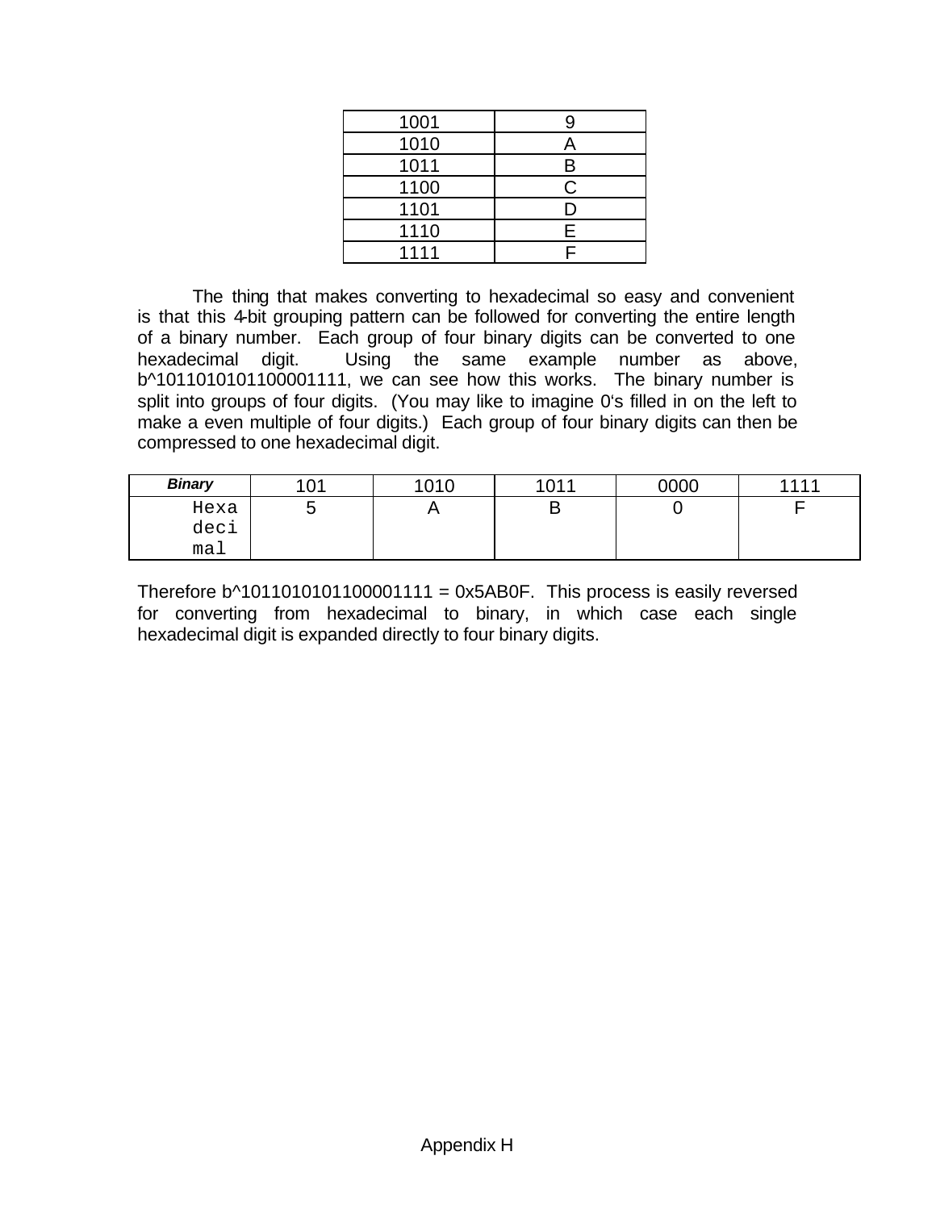| | |
|---|---|
| 1001 | 9 |
| 1010 | A |
| 1011 | B |
| 1100 | C |
| 1101 | D |
| 1110 | E |
| 1111 | F |

The thing that makes converting to hexadecimal so easy and convenient is that this 4-bit grouping pattern can be followed for converting the entire length of a binary number. Each group of four binary digits can be converted to one hexadecimal digit. Using the same example number as above, b^1011010101100001111, we can see how this works. The binary number is split into groups of four digits. (You may like to imagine 0's filled in on the left to make a even multiple of four digits.) Each group of four binary digits can then be compressed to one hexadecimal digit.

| ***Binary*** | 101 | 1010 | 1011 | 0000 | 1111 |
|---|---|---|---|---|---|
| Hexadecimal | 5 | A | B | 0 | F |

Therefore b^1011010101100001111 = 0x5AB0F. This process is easily reversed for converting from hexadecimal to binary, in which case each single hexadecimal digit is expanded directly to four binary digits.